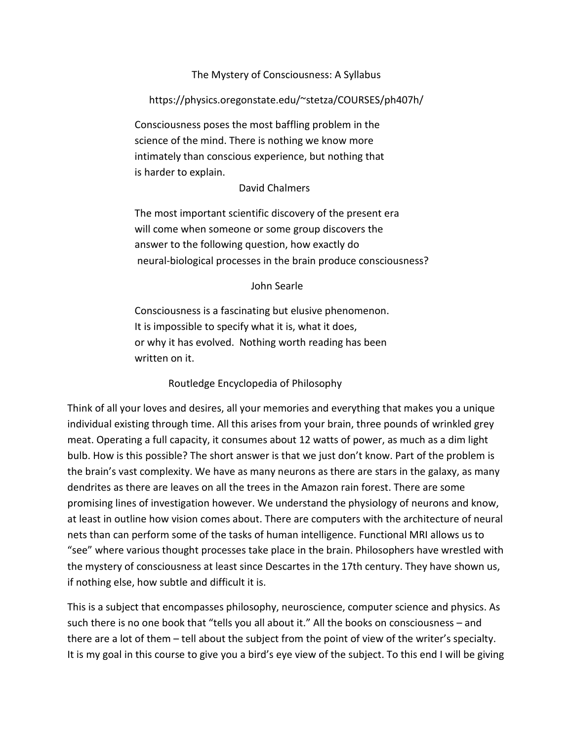# The Mystery of Consciousness: A Syllabus

https://physics.oregonstate.edu/~stetza/COURSES/ph407h/

> Consciousness poses the most baffling problem in the science of the mind. There is nothing we know more intimately than conscious experience, but nothing that is harder to explain.
>
> David Chalmers

> The most important scientific discovery of the present era will come when someone or some group discovers the answer to the following question, how exactly do neural-biological processes in the brain produce consciousness?
>
> John Searle

> Consciousness is a fascinating but elusive phenomenon. It is impossible to specify what it is, what it does, or why it has evolved. Nothing worth reading has been written on it.
>
> Routledge Encyclopedia of Philosophy

Think of all your loves and desires, all your memories and everything that makes you a unique individual existing through time. All this arises from your brain, three pounds of wrinkled grey meat. Operating a full capacity, it consumes about 12 watts of power, as much as a dim light bulb. How is this possible? The short answer is that we just don't know. Part of the problem is the brain's vast complexity. We have as many neurons as there are stars in the galaxy, as many dendrites as there are leaves on all the trees in the Amazon rain forest. There are some promising lines of investigation however. We understand the physiology of neurons and know, at least in outline how vision comes about. There are computers with the architecture of neural nets than can perform some of the tasks of human intelligence. Functional MRI allows us to "see" where various thought processes take place in the brain. Philosophers have wrestled with the mystery of consciousness at least since Descartes in the 17th century. They have shown us, if nothing else, how subtle and difficult it is.

This is a subject that encompasses philosophy, neuroscience, computer science and physics. As such there is no one book that "tells you all about it." All the books on consciousness – and there are a lot of them – tell about the subject from the point of view of the writer's specialty. It is my goal in this course to give you a bird's eye view of the subject. To this end I will be giving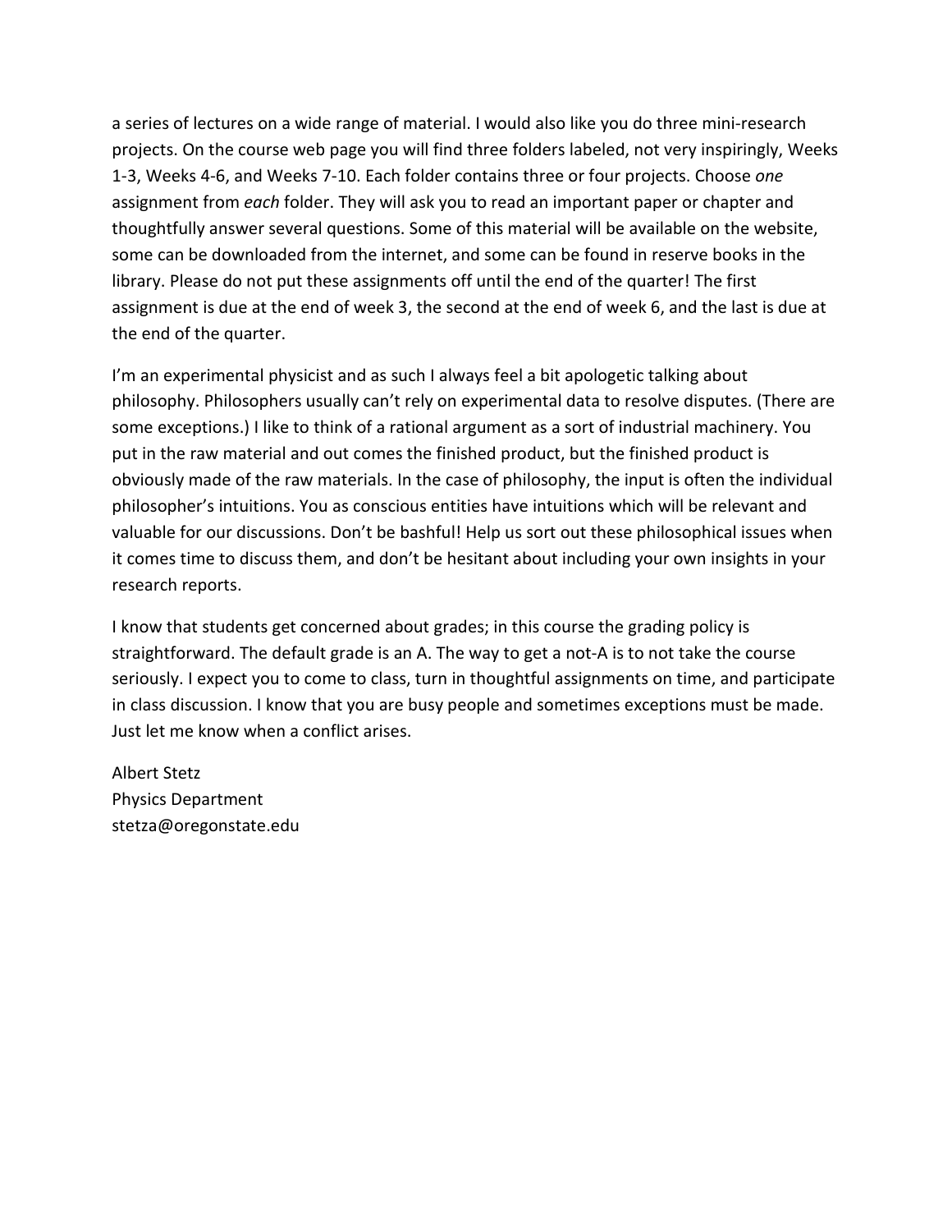a series of lectures on a wide range of material. I would also like you do three mini-research projects. On the course web page you will find three folders labeled, not very inspiringly, Weeks 1-3, Weeks 4-6, and Weeks 7-10. Each folder contains three or four projects. Choose *one* assignment from *each* folder. They will ask you to read an important paper or chapter and thoughtfully answer several questions. Some of this material will be available on the website, some can be downloaded from the internet, and some can be found in reserve books in the library. Please do not put these assignments off until the end of the quarter! The first assignment is due at the end of week 3, the second at the end of week 6, and the last is due at the end of the quarter.

I'm an experimental physicist and as such I always feel a bit apologetic talking about philosophy. Philosophers usually can't rely on experimental data to resolve disputes. (There are some exceptions.) I like to think of a rational argument as a sort of industrial machinery. You put in the raw material and out comes the finished product, but the finished product is obviously made of the raw materials. In the case of philosophy, the input is often the individual philosopher's intuitions. You as conscious entities have intuitions which will be relevant and valuable for our discussions. Don't be bashful! Help us sort out these philosophical issues when it comes time to discuss them, and don't be hesitant about including your own insights in your research reports.

I know that students get concerned about grades; in this course the grading policy is straightforward. The default grade is an A. The way to get a not-A is to not take the course seriously. I expect you to come to class, turn in thoughtful assignments on time, and participate in class discussion. I know that you are busy people and sometimes exceptions must be made. Just let me know when a conflict arises.

Albert Stetz
Physics Department
stetza@oregonstate.edu